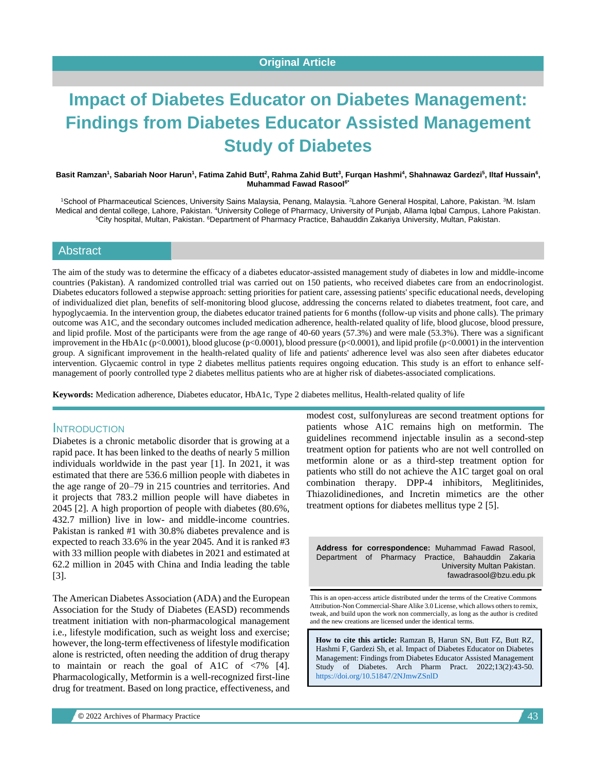Original Article

# Impact of Diabetes Educator on Diabetes Management: Findings from Diabetes Educator Assisted Management Study of Diabetes

**Basit Ramzan[1], Sabariah Noor Harun[1], Fatima Zahid Butt[2], Rahma Zahid Butt[3], Furqan Hashmi[4], Shahnawaz Gardezi[5], Iltaf Hussain[6], Muhammad Fawad Rasool[6*]**

[1]School of Pharmaceutical Sciences, University Sains Malaysia, Penang, Malaysia. [2]Lahore General Hospital, Lahore, Pakistan. [3]M. Islam Medical and dental college, Lahore, Pakistan. [4]University College of Pharmacy, University of Punjab, Allama Iqbal Campus, Lahore Pakistan. [5]City hospital, Multan, Pakistan. [6]Department of Pharmacy Practice, Bahauddin Zakariya University, Multan, Pakistan.

## Abstract

The aim of the study was to determine the efficacy of a diabetes educator-assisted management study of diabetes in low and middle-income countries (Pakistan). A randomized controlled trial was carried out on 150 patients, who received diabetes care from an endocrinologist. Diabetes educators followed a stepwise approach: setting priorities for patient care, assessing patients' specific educational needs, developing of individualized diet plan, benefits of self-monitoring blood glucose, addressing the concerns related to diabetes treatment, foot care, and hypoglycaemia. In the intervention group, the diabetes educator trained patients for 6 months (follow-up visits and phone calls). The primary outcome was A1C, and the secondary outcomes included medication adherence, health-related quality of life, blood glucose, blood pressure, and lipid profile. Most of the participants were from the age range of 40-60 years (57.3%) and were male (53.3%). There was a significant improvement in the HbA1c ($p<0.0001$), blood glucose ($p<0.0001$), blood pressure ($p<0.0001$), and lipid profile ($p<0.0001$) in the intervention group. A significant improvement in the health-related quality of life and patients' adherence level was also seen after diabetes educator intervention. Glycaemic control in type 2 diabetes mellitus patients requires ongoing education. This study is an effort to enhance self-management of poorly controlled type 2 diabetes mellitus patients who are at higher risk of diabetes-associated complications.

**Keywords:** Medication adherence, Diabetes educator, HbA1c, Type 2 diabetes mellitus, Health-related quality of life

## INTRODUCTION

Diabetes is a chronic metabolic disorder that is growing at a rapid pace. It has been linked to the deaths of nearly 5 million individuals worldwide in the past year [1]. In 2021, it was estimated that there are 536.6 million people with diabetes in the age range of 20–79 in 215 countries and territories. And it projects that 783.2 million people will have diabetes in 2045 [2]. A high proportion of people with diabetes (80.6%, 432.7 million) live in low- and middle-income countries. Pakistan is ranked #1 with 30.8% diabetes prevalence and is expected to reach 33.6% in the year 2045. And it is ranked #3 with 33 million people with diabetes in 2021 and estimated at 62.2 million in 2045 with China and India leading the table [3].

The American Diabetes Association (ADA) and the European Association for the Study of Diabetes (EASD) recommends treatment initiation with non-pharmacological management i.e., lifestyle modification, such as weight loss and exercise; however, the long-term effectiveness of lifestyle modification alone is restricted, often needing the addition of drug therapy to maintain or reach the goal of A1C of <7% [4]. Pharmacologically, Metformin is a well-recognized first-line drug for treatment. Based on long practice, effectiveness, and modest cost, sulfonylureas are second treatment options for patients whose A1C remains high on metformin. The guidelines recommend injectable insulin as a second-step treatment option for patients who are not well controlled on metformin alone or as a third-step treatment option for patients who still do not achieve the A1C target goal on oral combination therapy. DPP-4 inhibitors, Meglitinides, Thiazolidinediones, and Incretin mimetics are the other treatment options for diabetes mellitus type 2 [5].

**Address for correspondence:** Muhammad Fawad Rasool, Department of Pharmacy Practice, Bahauddin Zakaria University Multan Pakistan. fawadrasool@bzu.edu.pk

This is an open-access article distributed under the terms of the Creative Commons Attribution-Non Commercial-Share Alike 3.0 License, which allows others to remix, tweak, and build upon the work non commercially, as long as the author is credited and the new creations are licensed under the identical terms.

**How to cite this article:** Ramzan B, Harun SN, Butt FZ, Butt RZ, Hashmi F, Gardezi Sh, et al. Impact of Diabetes Educator on Diabetes Management: Findings from Diabetes Educator Assisted Management Study of Diabetes. Arch Pharm Pract. 2022;13(2):43-50. https://doi.org/10.51847/2NJmwZSnlD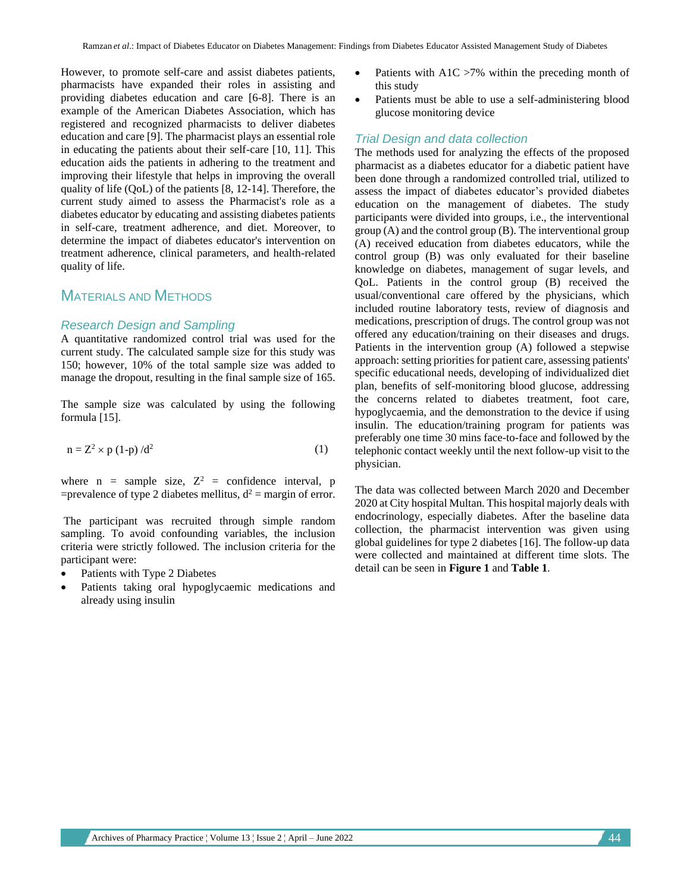However, to promote self-care and assist diabetes patients, pharmacists have expanded their roles in assisting and providing diabetes education and care [6-8]. There is an example of the American Diabetes Association, which has registered and recognized pharmacists to deliver diabetes education and care [9]. The pharmacist plays an essential role in educating the patients about their self-care [10, 11]. This education aids the patients in adhering to the treatment and improving their lifestyle that helps in improving the overall quality of life (QoL) of the patients [8, 12-14]. Therefore, the current study aimed to assess the Pharmacist's role as a diabetes educator by educating and assisting diabetes patients in self-care, treatment adherence, and diet. Moreover, to determine the impact of diabetes educator's intervention on treatment adherence, clinical parameters, and health-related quality of life.

## Materials and Methods

### Research Design and Sampling

A quantitative randomized control trial was used for the current study. The calculated sample size for this study was 150; however, 10% of the total sample size was added to manage the dropout, resulting in the final sample size of 165.

The sample size was calculated by using the following formula [15].

$$n = Z^2 \times p\,(1\text{-}p)\,/d^2 \qquad (1)$$

where n = sample size, $Z^2$ = confidence interval, p =prevalence of type 2 diabetes mellitus, $d^2$ = margin of error.

The participant was recruited through simple random sampling. To avoid confounding variables, the inclusion criteria were strictly followed. The inclusion criteria for the participant were:

- Patients with Type 2 Diabetes
- Patients taking oral hypoglycaemic medications and already using insulin
- Patients with A1C >7% within the preceding month of this study
- Patients must be able to use a self-administering blood glucose monitoring device

### Trial Design and data collection

The methods used for analyzing the effects of the proposed pharmacist as a diabetes educator for a diabetic patient have been done through a randomized controlled trial, utilized to assess the impact of diabetes educator's provided diabetes education on the management of diabetes. The study participants were divided into groups, i.e., the interventional group (A) and the control group (B). The interventional group (A) received education from diabetes educators, while the control group (B) was only evaluated for their baseline knowledge on diabetes, management of sugar levels, and QoL. Patients in the control group (B) received the usual/conventional care offered by the physicians, which included routine laboratory tests, review of diagnosis and medications, prescription of drugs. The control group was not offered any education/training on their diseases and drugs. Patients in the intervention group (A) followed a stepwise approach: setting priorities for patient care, assessing patients' specific educational needs, developing of individualized diet plan, benefits of self-monitoring blood glucose, addressing the concerns related to diabetes treatment, foot care, hypoglycaemia, and the demonstration to the device if using insulin. The education/training program for patients was preferably one time 30 mins face-to-face and followed by the telephonic contact weekly until the next follow-up visit to the physician.

The data was collected between March 2020 and December 2020 at City hospital Multan. This hospital majorly deals with endocrinology, especially diabetes. After the baseline data collection, the pharmacist intervention was given using global guidelines for type 2 diabetes [16]. The follow-up data were collected and maintained at different time slots. The detail can be seen in **Figure 1** and **Table 1**.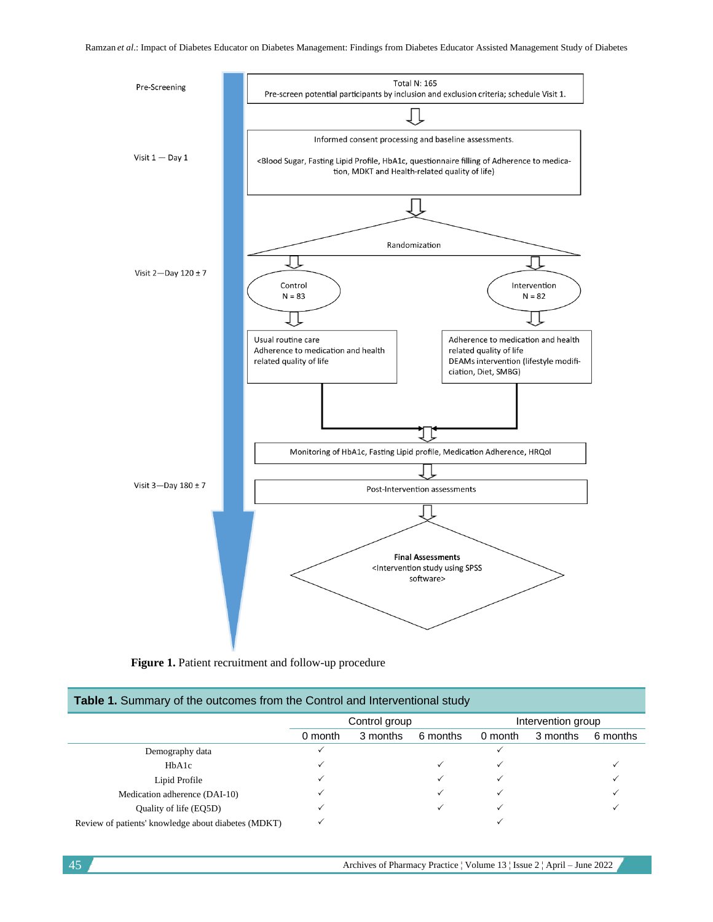Pre-Screening

Total N: 165
Pre-screen potential participants by inclusion and exclusion criteria; schedule Visit 1.

Visit 1 — Day 1

Informed consent processing and baseline assessments.

<Blood Sugar, Fasting Lipid Profile, HbA1c, questionnaire filling of Adherence to medication, MDKT and Health-related quality of life)

Randomization

Visit 2—Day 120 ± 7

Control
N = 83

Intervention
N = 82

Usual routine care
Adherence to medication and health related quality of life

Adherence to medication and health related quality of life
DEAMs intervention (lifestyle modification, Diet, SMBG)

Monitoring of HbA1c, Fasting Lipid profile, Medication Adherence, HRQol

Visit 3—Day 180 ± 7

Post-Intervention assessments

**Final Assessments**
<Intervention study using SPSS software>

**Figure 1.** Patient recruitment and follow-up procedure

**Table 1.** Summary of the outcomes from the Control and Interventional study

| | Control group | | | Intervention group | | |
|---|---|---|---|---|---|---|
| | 0 month | 3 months | 6 months | 0 month | 3 months | 6 months |
| Demography data | ✓ | | | ✓ | | |
| HbA1c | ✓ | | ✓ | ✓ | | ✓ |
| Lipid Profile | ✓ | | ✓ | ✓ | | ✓ |
| Medication adherence (DAI-10) | ✓ | | ✓ | ✓ | | ✓ |
| Quality of life (EQ5D) | ✓ | | ✓ | ✓ | | ✓ |
| Review of patients' knowledge about diabetes (MDKT) | ✓ | | | ✓ | | |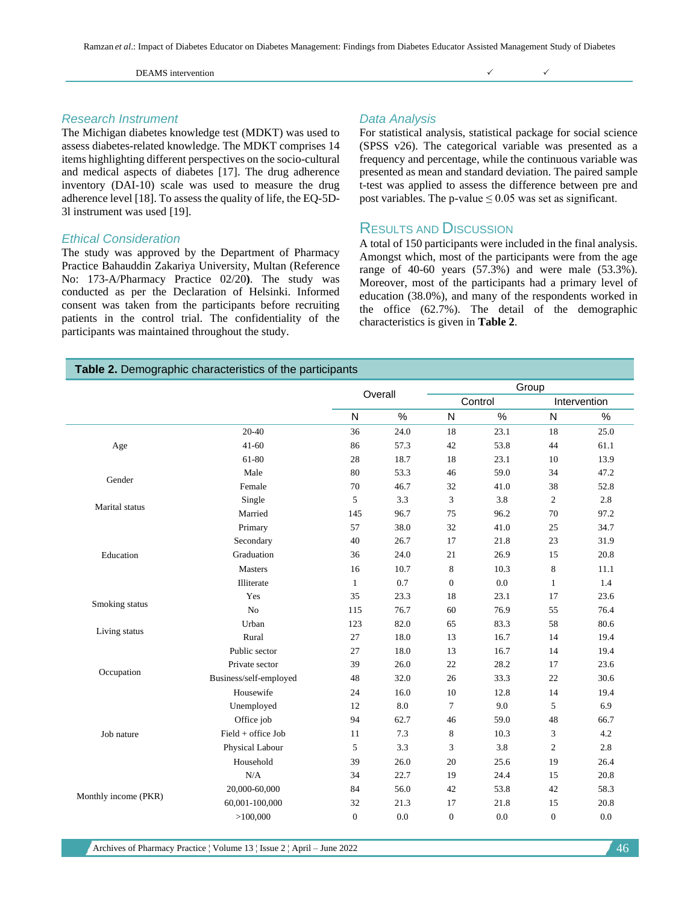| DEAMS intervention | ✓ | ✓ |
|---|---|---|

### Research Instrument

The Michigan diabetes knowledge test (MDKT) was used to assess diabetes-related knowledge. The MDKT comprises 14 items highlighting different perspectives on the socio-cultural and medical aspects of diabetes [17]. The drug adherence inventory (DAI-10) scale was used to measure the drug adherence level [18]. To assess the quality of life, the EQ-5D-3l instrument was used [19].

### Ethical Consideration

The study was approved by the Department of Pharmacy Practice Bahauddin Zakariya University, Multan (Reference No: 173-A/Pharmacy Practice 02/20**)**. The study was conducted as per the Declaration of Helsinki. Informed consent was taken from the participants before recruiting patients in the control trial. The confidentiality of the participants was maintained throughout the study.

### Data Analysis

For statistical analysis, statistical package for social science (SPSS v26). The categorical variable was presented as a frequency and percentage, while the continuous variable was presented as mean and standard deviation. The paired sample t-test was applied to assess the difference between pre and post variables. The p-value ≤ 0.05 was set as significant.

## Results and Discussion

A total of 150 participants were included in the final analysis. Amongst which, most of the participants were from the age range of 40-60 years (57.3%) and were male (53.3%). Moreover, most of the participants had a primary level of education (38.0%), and many of the respondents worked in the office (62.7%). The detail of the demographic characteristics is given in **Table 2**.

**Table 2.** Demographic characteristics of the participants

| | | Overall | | Group | | | |
|---|---|---|---|---|---|---|---|
| | | | | Control | | Intervention | |
| | | N | % | N | % | N | % |
| Age | 20-40 | 36 | 24.0 | 18 | 23.1 | 18 | 25.0 |
| | 41-60 | 86 | 57.3 | 42 | 53.8 | 44 | 61.1 |
| | 61-80 | 28 | 18.7 | 18 | 23.1 | 10 | 13.9 |
| Gender | Male | 80 | 53.3 | 46 | 59.0 | 34 | 47.2 |
| | Female | 70 | 46.7 | 32 | 41.0 | 38 | 52.8 |
| Marital status | Single | 5 | 3.3 | 3 | 3.8 | 2 | 2.8 |
| | Married | 145 | 96.7 | 75 | 96.2 | 70 | 97.2 |
| Education | Primary | 57 | 38.0 | 32 | 41.0 | 25 | 34.7 |
| | Secondary | 40 | 26.7 | 17 | 21.8 | 23 | 31.9 |
| | Graduation | 36 | 24.0 | 21 | 26.9 | 15 | 20.8 |
| | Masters | 16 | 10.7 | 8 | 10.3 | 8 | 11.1 |
| | Illiterate | 1 | 0.7 | 0 | 0.0 | 1 | 1.4 |
| Smoking status | Yes | 35 | 23.3 | 18 | 23.1 | 17 | 23.6 |
| | No | 115 | 76.7 | 60 | 76.9 | 55 | 76.4 |
| Living status | Urban | 123 | 82.0 | 65 | 83.3 | 58 | 80.6 |
| | Rural | 27 | 18.0 | 13 | 16.7 | 14 | 19.4 |
| Occupation | Public sector | 27 | 18.0 | 13 | 16.7 | 14 | 19.4 |
| | Private sector | 39 | 26.0 | 22 | 28.2 | 17 | 23.6 |
| | Business/self-employed | 48 | 32.0 | 26 | 33.3 | 22 | 30.6 |
| | Housewife | 24 | 16.0 | 10 | 12.8 | 14 | 19.4 |
| | Unemployed | 12 | 8.0 | 7 | 9.0 | 5 | 6.9 |
| Job nature | Office job | 94 | 62.7 | 46 | 59.0 | 48 | 66.7 |
| | Field + office Job | 11 | 7.3 | 8 | 10.3 | 3 | 4.2 |
| | Physical Labour | 5 | 3.3 | 3 | 3.8 | 2 | 2.8 |
| | Household | 39 | 26.0 | 20 | 25.6 | 19 | 26.4 |
| Monthly income (PKR) | N/A | 34 | 22.7 | 19 | 24.4 | 15 | 20.8 |
| | 20,000-60,000 | 84 | 56.0 | 42 | 53.8 | 42 | 58.3 |
| | 60,001-100,000 | 32 | 21.3 | 17 | 21.8 | 15 | 20.8 |
| | >100,000 | 0 | 0.0 | 0 | 0.0 | 0 | 0.0 |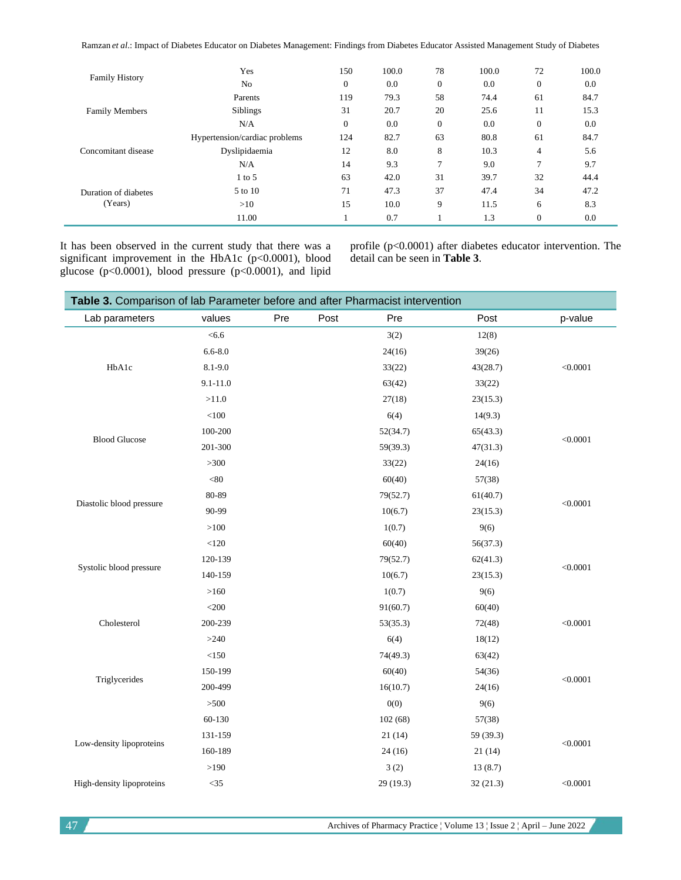| | | | | | | | |
|---|---|---|---|---|---|---|---|
| Family History | Yes | 150 | 100.0 | 78 | 100.0 | 72 | 100.0 |
| | No | 0 | 0.0 | 0 | 0.0 | 0 | 0.0 |
| Family Members | Parents | 119 | 79.3 | 58 | 74.4 | 61 | 84.7 |
| | Siblings | 31 | 20.7 | 20 | 25.6 | 11 | 15.3 |
| | N/A | 0 | 0.0 | 0 | 0.0 | 0 | 0.0 |
| Concomitant disease | Hypertension/cardiac problems | 124 | 82.7 | 63 | 80.8 | 61 | 84.7 |
| | Dyslipidaemia | 12 | 8.0 | 8 | 10.3 | 4 | 5.6 |
| | N/A | 14 | 9.3 | 7 | 9.0 | 7 | 9.7 |
| Duration of diabetes (Years) | 1 to 5 | 63 | 42.0 | 31 | 39.7 | 32 | 44.4 |
| | 5 to 10 | 71 | 47.3 | 37 | 47.4 | 34 | 47.2 |
| | >10 | 15 | 10.0 | 9 | 11.5 | 6 | 8.3 |
| | 11.00 | 1 | 0.7 | 1 | 1.3 | 0 | 0.0 |

It has been observed in the current study that there was a significant improvement in the HbA1c ($p<0.0001$), blood glucose ($p<0.0001$), blood pressure ($p<0.0001$), and lipid profile ($p<0.0001$) after diabetes educator intervention. The detail can be seen in **Table 3**.

**Table 3.** Comparison of lab Parameter before and after Pharmacist intervention

| Lab parameters | values | Pre | Post | Pre | Post | p-value |
|---|---|---|---|---|---|---|
| HbA1c | <6.6 | | | 3(2) | 12(8) | <0.0001 |
| | 6.6-8.0 | | | 24(16) | 39(26) | |
| | 8.1-9.0 | | | 33(22) | 43(28.7) | |
| | 9.1-11.0 | | | 63(42) | 33(22) | |
| | >11.0 | | | 27(18) | 23(15.3) | |
| Blood Glucose | <100 | | | 6(4) | 14(9.3) | <0.0001 |
| | 100-200 | | | 52(34.7) | 65(43.3) | |
| | 201-300 | | | 59(39.3) | 47(31.3) | |
| | >300 | | | 33(22) | 24(16) | |
| Diastolic blood pressure | <80 | | | 60(40) | 57(38) | <0.0001 |
| | 80-89 | | | 79(52.7) | 61(40.7) | |
| | 90-99 | | | 10(6.7) | 23(15.3) | |
| | >100 | | | 1(0.7) | 9(6) | |
| Systolic blood pressure | <120 | | | 60(40) | 56(37.3) | <0.0001 |
| | 120-139 | | | 79(52.7) | 62(41.3) | |
| | 140-159 | | | 10(6.7) | 23(15.3) | |
| | >160 | | | 1(0.7) | 9(6) | |
| Cholesterol | <200 | | | 91(60.7) | 60(40) | <0.0001 |
| | 200-239 | | | 53(35.3) | 72(48) | |
| | >240 | | | 6(4) | 18(12) | |
| Triglycerides | <150 | | | 74(49.3) | 63(42) | <0.0001 |
| | 150-199 | | | 60(40) | 54(36) | |
| | 200-499 | | | 16(10.7) | 24(16) | |
| | >500 | | | 0(0) | 9(6) | |
| Low-density lipoproteins | 60-130 | | | 102 (68) | 57(38) | <0.0001 |
| | 131-159 | | | 21 (14) | 59 (39.3) | |
| | 160-189 | | | 24 (16) | 21 (14) | |
| | >190 | | | 3 (2) | 13 (8.7) | |
| High-density lipoproteins | <35 | | | 29 (19.3) | 32 (21.3) | <0.0001 |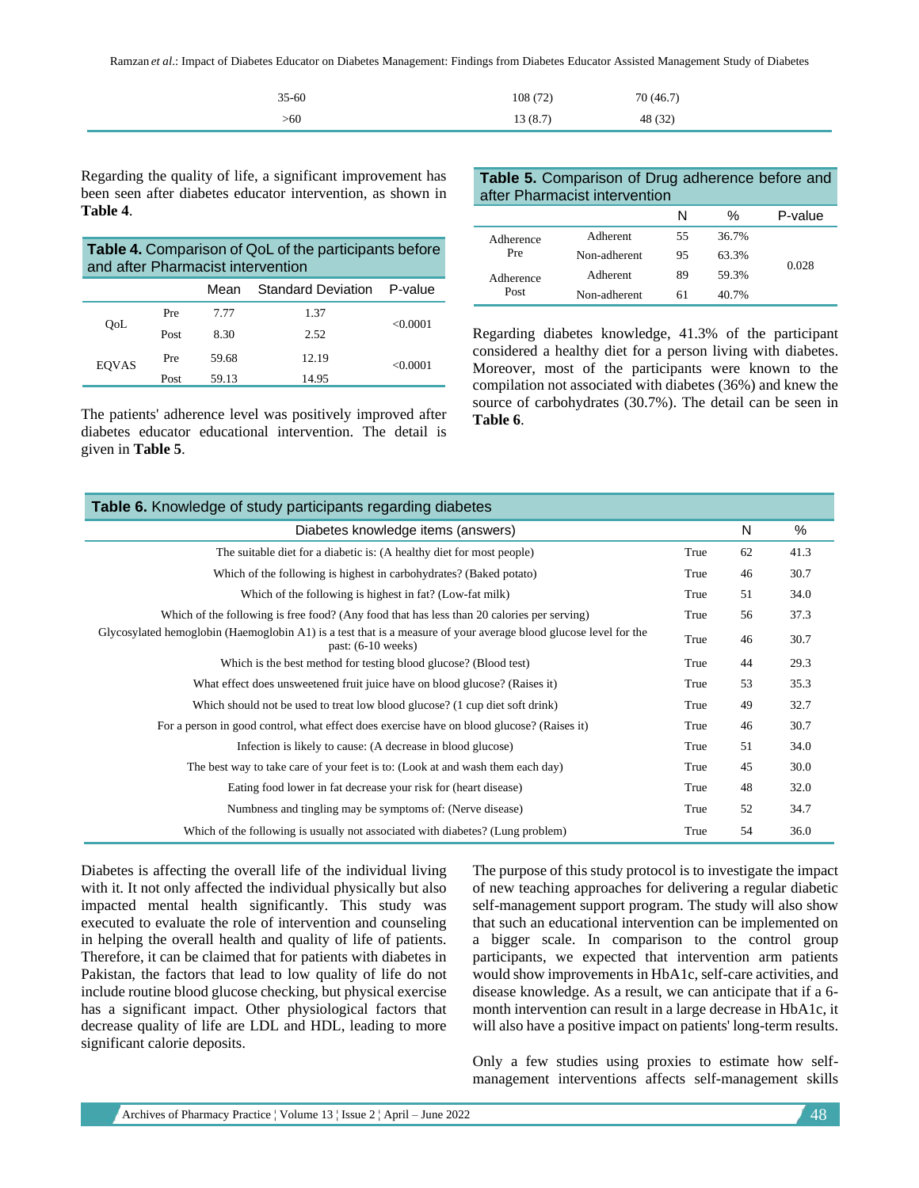| 35-60 | 108 (72) | 70 (46.7) |
|---|---|---|
| >60 | 13 (8.7) | 48 (32) |

Regarding the quality of life, a significant improvement has been seen after diabetes educator intervention, as shown in **Table 4**.

**Table 4.** Comparison of QoL of the participants before and after Pharmacist intervention

| | | Mean | Standard Deviation | P-value |
|---|---|---|---|---|
| QoL | Pre | 7.77 | 1.37 | <0.0001 |
| | Post | 8.30 | 2.52 | |
| EQVAS | Pre | 59.68 | 12.19 | <0.0001 |
| | Post | 59.13 | 14.95 | |

The patients' adherence level was positively improved after diabetes educator educational intervention. The detail is given in **Table 5**.

**Table 5.** Comparison of Drug adherence before and after Pharmacist intervention

| | | N | % | P-value |
|---|---|---|---|---|
| Adherence Pre | Adherent | 55 | 36.7% | 0.028 |
| | Non-adherent | 95 | 63.3% | |
| Adherence Post | Adherent | 89 | 59.3% | |
| | Non-adherent | 61 | 40.7% | |

Regarding diabetes knowledge, 41.3% of the participant considered a healthy diet for a person living with diabetes. Moreover, most of the participants were known to the compilation not associated with diabetes (36%) and knew the source of carbohydrates (30.7%). The detail can be seen in **Table 6**.

**Table 6.** Knowledge of study participants regarding diabetes

| Diabetes knowledge items (answers) | | N | % |
|---|---|---|---|
| The suitable diet for a diabetic is: (A healthy diet for most people) | True | 62 | 41.3 |
| Which of the following is highest in carbohydrates? (Baked potato) | True | 46 | 30.7 |
| Which of the following is highest in fat? (Low-fat milk) | True | 51 | 34.0 |
| Which of the following is free food? (Any food that has less than 20 calories per serving) | True | 56 | 37.3 |
| Glycosylated hemoglobin (Haemoglobin A1) is a test that is a measure of your average blood glucose level for the past: (6-10 weeks) | True | 46 | 30.7 |
| Which is the best method for testing blood glucose? (Blood test) | True | 44 | 29.3 |
| What effect does unsweetened fruit juice have on blood glucose? (Raises it) | True | 53 | 35.3 |
| Which should not be used to treat low blood glucose? (1 cup diet soft drink) | True | 49 | 32.7 |
| For a person in good control, what effect does exercise have on blood glucose? (Raises it) | True | 46 | 30.7 |
| Infection is likely to cause: (A decrease in blood glucose) | True | 51 | 34.0 |
| The best way to take care of your feet is to: (Look at and wash them each day) | True | 45 | 30.0 |
| Eating food lower in fat decrease your risk for (heart disease) | True | 48 | 32.0 |
| Numbness and tingling may be symptoms of: (Nerve disease) | True | 52 | 34.7 |
| Which of the following is usually not associated with diabetes? (Lung problem) | True | 54 | 36.0 |

Diabetes is affecting the overall life of the individual living with it. It not only affected the individual physically but also impacted mental health significantly. This study was executed to evaluate the role of intervention and counseling in helping the overall health and quality of life of patients. Therefore, it can be claimed that for patients with diabetes in Pakistan, the factors that lead to low quality of life do not include routine blood glucose checking, but physical exercise has a significant impact. Other physiological factors that decrease quality of life are LDL and HDL, leading to more significant calorie deposits.

The purpose of this study protocol is to investigate the impact of new teaching approaches for delivering a regular diabetic self-management support program. The study will also show that such an educational intervention can be implemented on a bigger scale. In comparison to the control group participants, we expected that intervention arm patients would show improvements in HbA1c, self-care activities, and disease knowledge. As a result, we can anticipate that if a 6-month intervention can result in a large decrease in HbA1c, it will also have a positive impact on patients' long-term results.

Only a few studies using proxies to estimate how self-management interventions affects self-management skills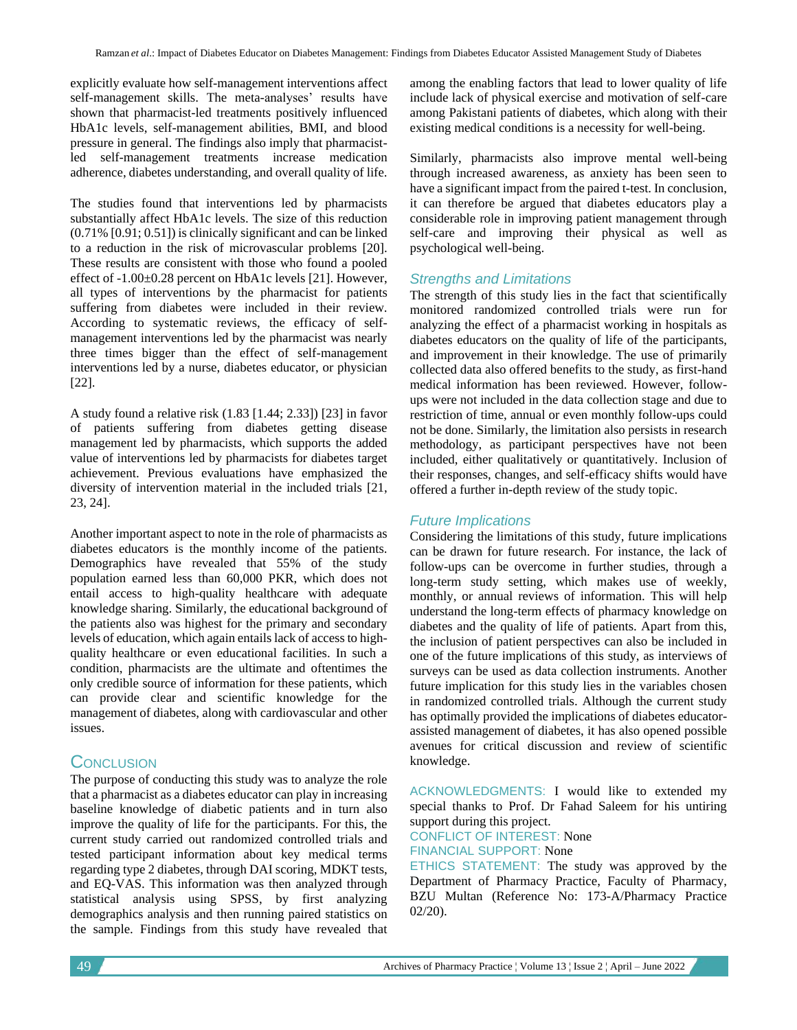explicitly evaluate how self-management interventions affect self-management skills. The meta-analyses' results have shown that pharmacist-led treatments positively influenced HbA1c levels, self-management abilities, BMI, and blood pressure in general. The findings also imply that pharmacist-led self-management treatments increase medication adherence, diabetes understanding, and overall quality of life.

The studies found that interventions led by pharmacists substantially affect HbA1c levels. The size of this reduction (0.71% [0.91; 0.51]) is clinically significant and can be linked to a reduction in the risk of microvascular problems [20]. These results are consistent with those who found a pooled effect of -1.00±0.28 percent on HbA1c levels [21]. However, all types of interventions by the pharmacist for patients suffering from diabetes were included in their review. According to systematic reviews, the efficacy of self-management interventions led by the pharmacist was nearly three times bigger than the effect of self-management interventions led by a nurse, diabetes educator, or physician [22].

A study found a relative risk (1.83 [1.44; 2.33]) [23] in favor of patients suffering from diabetes getting disease management led by pharmacists, which supports the added value of interventions led by pharmacists for diabetes target achievement. Previous evaluations have emphasized the diversity of intervention material in the included trials [21, 23, 24].

Another important aspect to note in the role of pharmacists as diabetes educators is the monthly income of the patients. Demographics have revealed that 55% of the study population earned less than 60,000 PKR, which does not entail access to high-quality healthcare with adequate knowledge sharing. Similarly, the educational background of the patients also was highest for the primary and secondary levels of education, which again entails lack of access to high-quality healthcare or even educational facilities. In such a condition, pharmacists are the ultimate and oftentimes the only credible source of information for these patients, which can provide clear and scientific knowledge for the management of diabetes, along with cardiovascular and other issues.

## Conclusion

The purpose of conducting this study was to analyze the role that a pharmacist as a diabetes educator can play in increasing baseline knowledge of diabetic patients and in turn also improve the quality of life for the participants. For this, the current study carried out randomized controlled trials and tested participant information about key medical terms regarding type 2 diabetes, through DAI scoring, MDKT tests, and EQ-VAS. This information was then analyzed through statistical analysis using SPSS, by first analyzing demographics analysis and then running paired statistics on the sample. Findings from this study have revealed that among the enabling factors that lead to lower quality of life include lack of physical exercise and motivation of self-care among Pakistani patients of diabetes, which along with their existing medical conditions is a necessity for well-being.

Similarly, pharmacists also improve mental well-being through increased awareness, as anxiety has been seen to have a significant impact from the paired t-test. In conclusion, it can therefore be argued that diabetes educators play a considerable role in improving patient management through self-care and improving their physical as well as psychological well-being.

### Strengths and Limitations

The strength of this study lies in the fact that scientifically monitored randomized controlled trials were run for analyzing the effect of a pharmacist working in hospitals as diabetes educators on the quality of life of the participants, and improvement in their knowledge. The use of primarily collected data also offered benefits to the study, as first-hand medical information has been reviewed. However, follow-ups were not included in the data collection stage and due to restriction of time, annual or even monthly follow-ups could not be done. Similarly, the limitation also persists in research methodology, as participant perspectives have not been included, either qualitatively or quantitatively. Inclusion of their responses, changes, and self-efficacy shifts would have offered a further in-depth review of the study topic.

### Future Implications

Considering the limitations of this study, future implications can be drawn for future research. For instance, the lack of follow-ups can be overcome in further studies, through a long-term study setting, which makes use of weekly, monthly, or annual reviews of information. This will help understand the long-term effects of pharmacy knowledge on diabetes and the quality of life of patients. Apart from this, the inclusion of patient perspectives can also be included in one of the future implications of this study, as interviews of surveys can be used as data collection instruments. Another future implication for this study lies in the variables chosen in randomized controlled trials. Although the current study has optimally provided the implications of diabetes educator-assisted management of diabetes, it has also opened possible avenues for critical discussion and review of scientific knowledge.

ACKNOWLEDGMENTS: I would like to extended my special thanks to Prof. Dr Fahad Saleem for his untiring support during this project.

CONFLICT OF INTEREST: None

FINANCIAL SUPPORT: None

ETHICS STATEMENT: The study was approved by the Department of Pharmacy Practice, Faculty of Pharmacy, BZU Multan (Reference No: 173-A/Pharmacy Practice 02/20).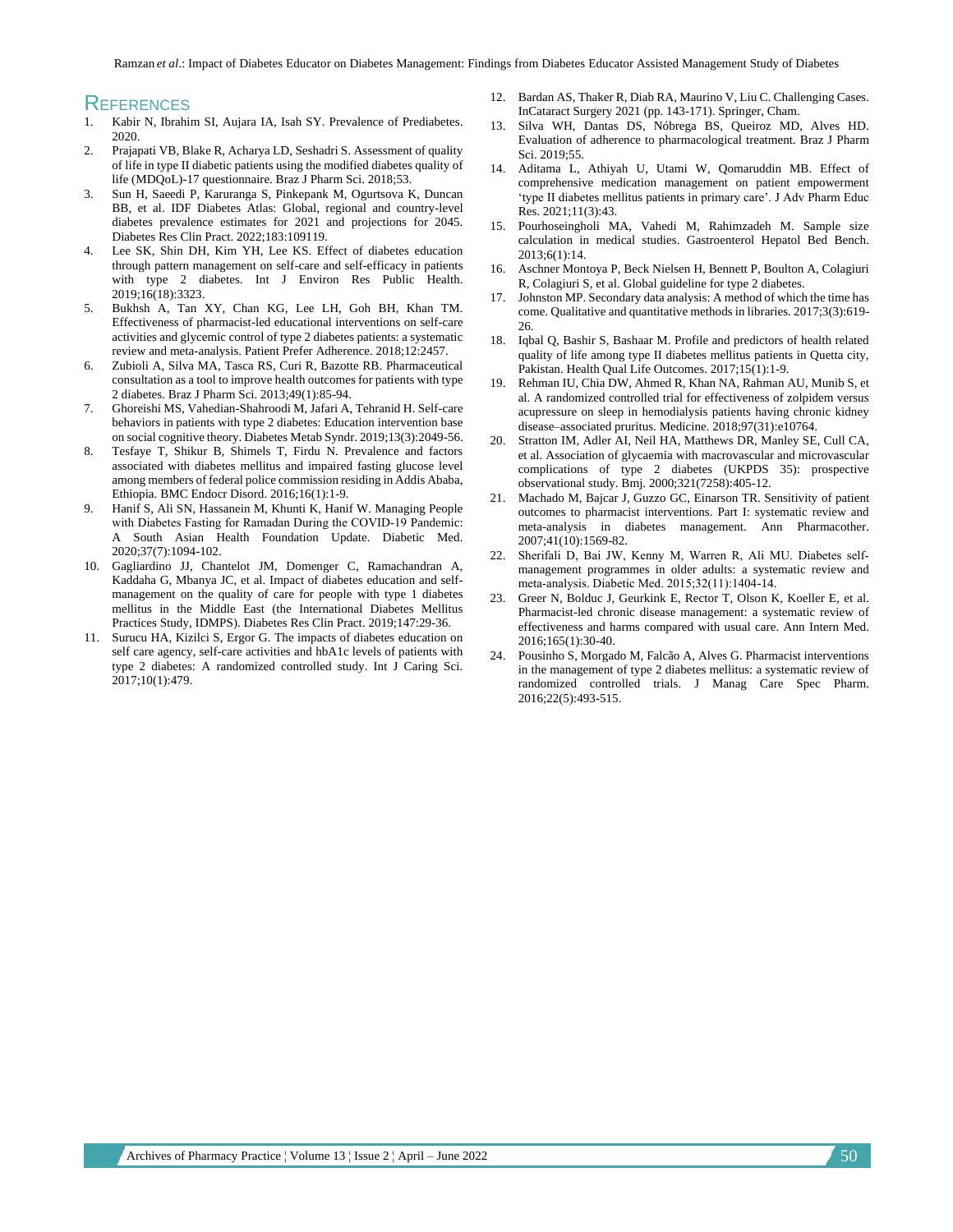## References

1. Kabir N, Ibrahim SI, Aujara IA, Isah SY. Prevalence of Prediabetes. 2020.
2. Prajapati VB, Blake R, Acharya LD, Seshadri S. Assessment of quality of life in type II diabetic patients using the modified diabetes quality of life (MDQoL)-17 questionnaire. Braz J Pharm Sci. 2018;53.
3. Sun H, Saeedi P, Karuranga S, Pinkepank M, Ogurtsova K, Duncan BB, et al. IDF Diabetes Atlas: Global, regional and country-level diabetes prevalence estimates for 2021 and projections for 2045. Diabetes Res Clin Pract. 2022;183:109119.
4. Lee SK, Shin DH, Kim YH, Lee KS. Effect of diabetes education through pattern management on self-care and self-efficacy in patients with type 2 diabetes. Int J Environ Res Public Health. 2019;16(18):3323.
5. Bukhsh A, Tan XY, Chan KG, Lee LH, Goh BH, Khan TM. Effectiveness of pharmacist-led educational interventions on self-care activities and glycemic control of type 2 diabetes patients: a systematic review and meta-analysis. Patient Prefer Adherence. 2018;12:2457.
6. Zubioli A, Silva MA, Tasca RS, Curi R, Bazotte RB. Pharmaceutical consultation as a tool to improve health outcomes for patients with type 2 diabetes. Braz J Pharm Sci. 2013;49(1):85-94.
7. Ghoreishi MS, Vahedian-Shahroodi M, Jafari A, Tehranid H. Self-care behaviors in patients with type 2 diabetes: Education intervention base on social cognitive theory. Diabetes Metab Syndr. 2019;13(3):2049-56.
8. Tesfaye T, Shikur B, Shimels T, Firdu N. Prevalence and factors associated with diabetes mellitus and impaired fasting glucose level among members of federal police commission residing in Addis Ababa, Ethiopia. BMC Endocr Disord. 2016;16(1):1-9.
9. Hanif S, Ali SN, Hassanein M, Khunti K, Hanif W. Managing People with Diabetes Fasting for Ramadan During the COVID-19 Pandemic: A South Asian Health Foundation Update. Diabetic Med. 2020;37(7):1094-102.
10. Gagliardino JJ, Chantelot JM, Domenger C, Ramachandran A, Kaddaha G, Mbanya JC, et al. Impact of diabetes education and self-management on the quality of care for people with type 1 diabetes mellitus in the Middle East (the International Diabetes Mellitus Practices Study, IDMPS). Diabetes Res Clin Pract. 2019;147:29-36.
11. Surucu HA, Kizilci S, Ergor G. The impacts of diabetes education on self care agency, self-care activities and hbA1c levels of patients with type 2 diabetes: A randomized controlled study. Int J Caring Sci. 2017;10(1):479.
12. Bardan AS, Thaker R, Diab RA, Maurino V, Liu C. Challenging Cases. InCataract Surgery 2021 (pp. 143-171). Springer, Cham.
13. Silva WH, Dantas DS, Nóbrega BS, Queiroz MD, Alves HD. Evaluation of adherence to pharmacological treatment. Braz J Pharm Sci. 2019;55.
14. Aditama L, Athiyah U, Utami W, Qomaruddin MB. Effect of comprehensive medication management on patient empowerment 'type II diabetes mellitus patients in primary care'. J Adv Pharm Educ Res. 2021;11(3):43.
15. Pourhoseingholi MA, Vahedi M, Rahimzadeh M. Sample size calculation in medical studies. Gastroenterol Hepatol Bed Bench. 2013;6(1):14.
16. Aschner Montoya P, Beck Nielsen H, Bennett P, Boulton A, Colagiuri R, Colagiuri S, et al. Global guideline for type 2 diabetes.
17. Johnston MP. Secondary data analysis: A method of which the time has come. Qualitative and quantitative methods in libraries. 2017;3(3):619-26.
18. Iqbal Q, Bashir S, Bashaar M. Profile and predictors of health related quality of life among type II diabetes mellitus patients in Quetta city, Pakistan. Health Qual Life Outcomes. 2017;15(1):1-9.
19. Rehman IU, Chia DW, Ahmed R, Khan NA, Rahman AU, Munib S, et al. A randomized controlled trial for effectiveness of zolpidem versus acupressure on sleep in hemodialysis patients having chronic kidney disease–associated pruritus. Medicine. 2018;97(31):e10764.
20. Stratton IM, Adler AI, Neil HA, Matthews DR, Manley SE, Cull CA, et al. Association of glycaemia with macrovascular and microvascular complications of type 2 diabetes (UKPDS 35): prospective observational study. Bmj. 2000;321(7258):405-12.
21. Machado M, Bajcar J, Guzzo GC, Einarson TR. Sensitivity of patient outcomes to pharmacist interventions. Part I: systematic review and meta-analysis in diabetes management. Ann Pharmacother. 2007;41(10):1569-82.
22. Sherifali D, Bai JW, Kenny M, Warren R, Ali MU. Diabetes self-management programmes in older adults: a systematic review and meta-analysis. Diabetic Med. 2015;32(11):1404-14.
23. Greer N, Bolduc J, Geurkink E, Rector T, Olson K, Koeller E, et al. Pharmacist-led chronic disease management: a systematic review of effectiveness and harms compared with usual care. Ann Intern Med. 2016;165(1):30-40.
24. Pousinho S, Morgado M, Falcão A, Alves G. Pharmacist interventions in the management of type 2 diabetes mellitus: a systematic review of randomized controlled trials. J Manag Care Spec Pharm. 2016;22(5):493-515.